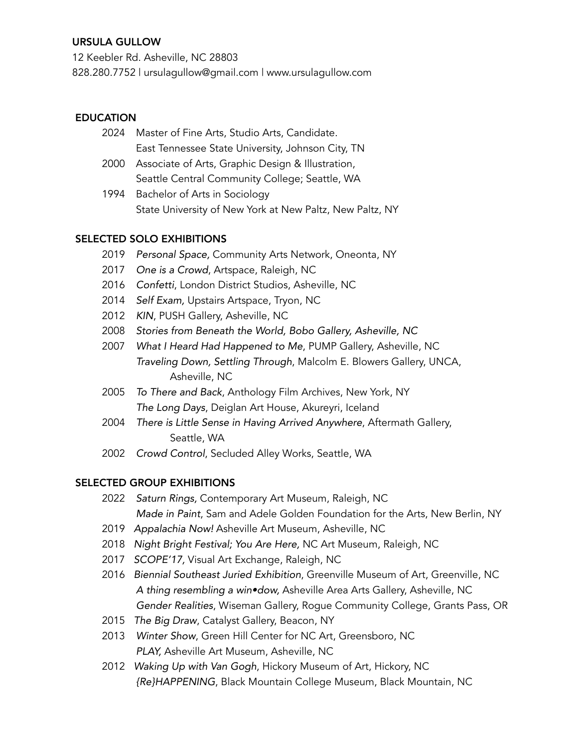# URSULA GULLOW

12 Keebler Rd. Asheville, NC 28803
828.280.7752 | ursulagullow@gmail.com | www.ursulagullow.com

## EDUCATION

- 2024 Master of Fine Arts, Studio Arts, Candidate.
  East Tennessee State University, Johnson City, TN
- 2000 Associate of Arts, Graphic Design & Illustration,
  Seattle Central Community College; Seattle, WA
- 1994 Bachelor of Arts in Sociology
  State University of New York at New Paltz, New Paltz, NY

## SELECTED SOLO EXHIBITIONS

- 2019 *Personal Space,* Community Arts Network, Oneonta, NY
- 2017 *One is a Crowd*, Artspace, Raleigh, NC
- 2016 *Confetti*, London District Studios, Asheville, NC
- 2014 *Self Exam,* Upstairs Artspace, Tryon, NC
- 2012 *KIN*, PUSH Gallery, Asheville, NC
- 2008 *Stories from Beneath the World, Bobo Gallery, Asheville, NC*
- 2007 *What I Heard Had Happened to Me*, PUMP Gallery, Asheville, NC
  *Traveling Down, Settling Through*, Malcolm E. Blowers Gallery, UNCA, Asheville, NC
- 2005 *To There and Back*, Anthology Film Archives, New York, NY
  *The Long Days*, Deiglan Art House, Akureyri, Iceland
- 2004 *There is Little Sense in Having Arrived Anywhere*, Aftermath Gallery, Seattle, WA
- 2002 *Crowd Control*, Secluded Alley Works, Seattle, WA

## SELECTED GROUP EXHIBITIONS

- 2022 *Saturn Rings,* Contemporary Art Museum, Raleigh, NC
  *Made in Paint*, Sam and Adele Golden Foundation for the Arts, New Berlin, NY
- 2019 *Appalachia Now!* Asheville Art Museum, Asheville, NC
- 2018 *Night Bright Festival; You Are Here,* NC Art Museum, Raleigh, NC
- 2017 *SCOPE'17,* Visual Art Exchange, Raleigh, NC
- 2016 *Biennial Southeast Juried Exhibition*, Greenville Museum of Art, Greenville, NC
  *A thing resembling a win•dow,* Asheville Area Arts Gallery, Asheville, NC
  *Gender Realities*, Wiseman Gallery, Rogue Community College, Grants Pass, OR
- 2015 *The Big Draw*, Catalyst Gallery, Beacon, NY
- 2013 *Winter Show*, Green Hill Center for NC Art, Greensboro, NC
  *PLAY,* Asheville Art Museum, Asheville, NC
- 2012 *Waking Up with Van Gogh*, Hickory Museum of Art, Hickory, NC
  *{Re}HAPPENING*, Black Mountain College Museum, Black Mountain, NC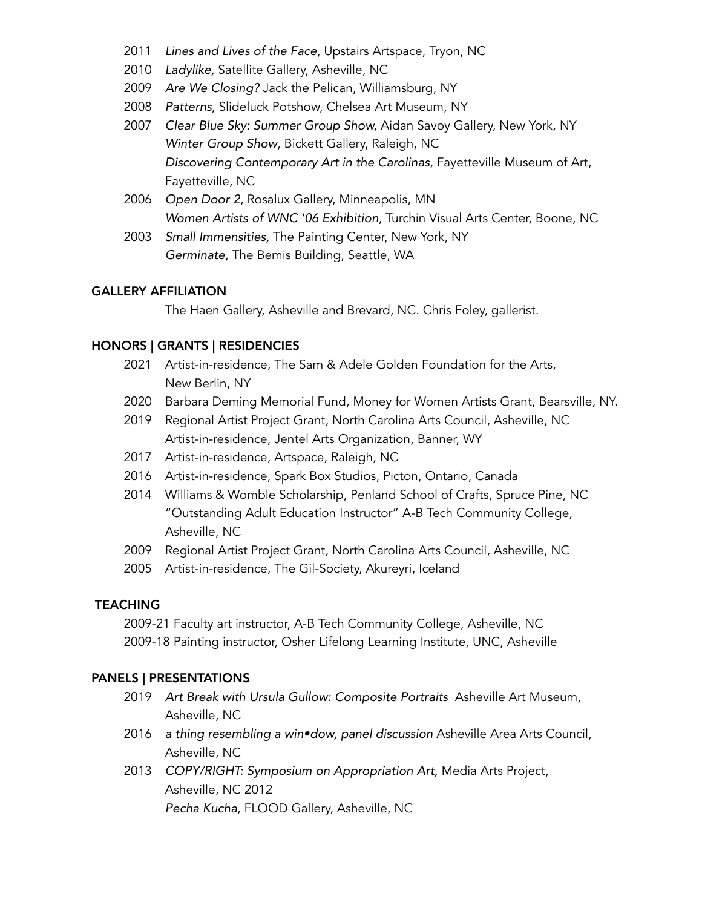- 2011 *Lines and Lives of the Face*, Upstairs Artspace, Tryon, NC
- 2010 *Ladylike,* Satellite Gallery, Asheville, NC
- 2009 *Are We Closing?* Jack the Pelican, Williamsburg, NY
- 2008 *Patterns,* Slideluck Potshow, Chelsea Art Museum, NY
- 2007 *Clear Blue Sky: Summer Group Show,* Aidan Savoy Gallery, New York, NY
  *Winter Group Show*, Bickett Gallery, Raleigh, NC
  *Discovering Contemporary Art in the Carolinas*, Fayetteville Museum of Art, Fayetteville, NC
- 2006 *Open Door 2*, Rosalux Gallery, Minneapolis, MN
  *Women Artists of WNC '06 Exhibition*, Turchin Visual Arts Center, Boone, NC
- 2003 *Small Immensities,* The Painting Center, New York, NY
  *Germinate,* The Bemis Building, Seattle, WA

## GALLERY AFFILIATION

The Haen Gallery, Asheville and Brevard, NC. Chris Foley, gallerist.

## HONORS | GRANTS | RESIDENCIES

- 2021 Artist-in-residence, The Sam & Adele Golden Foundation for the Arts, New Berlin, NY
- 2020 Barbara Deming Memorial Fund, Money for Women Artists Grant, Bearsville, NY.
- 2019 Regional Artist Project Grant, North Carolina Arts Council, Asheville, NC
  Artist-in-residence, Jentel Arts Organization, Banner, WY
- 2017 Artist-in-residence, Artspace, Raleigh, NC
- 2016 Artist-in-residence, Spark Box Studios, Picton, Ontario, Canada
- 2014 Williams & Womble Scholarship, Penland School of Crafts, Spruce Pine, NC
  "Outstanding Adult Education Instructor" A-B Tech Community College, Asheville, NC
- 2009 Regional Artist Project Grant, North Carolina Arts Council, Asheville, NC
- 2005 Artist-in-residence, The Gil-Society, Akureyri, Iceland

## TEACHING

2009-21 Faculty art instructor, A-B Tech Community College, Asheville, NC
2009-18 Painting instructor, Osher Lifelong Learning Institute, UNC, Asheville

## PANELS | PRESENTATIONS

- 2019 *Art Break with Ursula Gullow: Composite Portraits* Asheville Art Museum, Asheville, NC
- 2016 *a thing resembling a win•dow, panel discussion* Asheville Area Arts Council, Asheville, NC
- 2013 *COPY/RIGHT: Symposium on Appropriation Art,* Media Arts Project, Asheville, NC 2012
  *Pecha Kucha,* FLOOD Gallery, Asheville, NC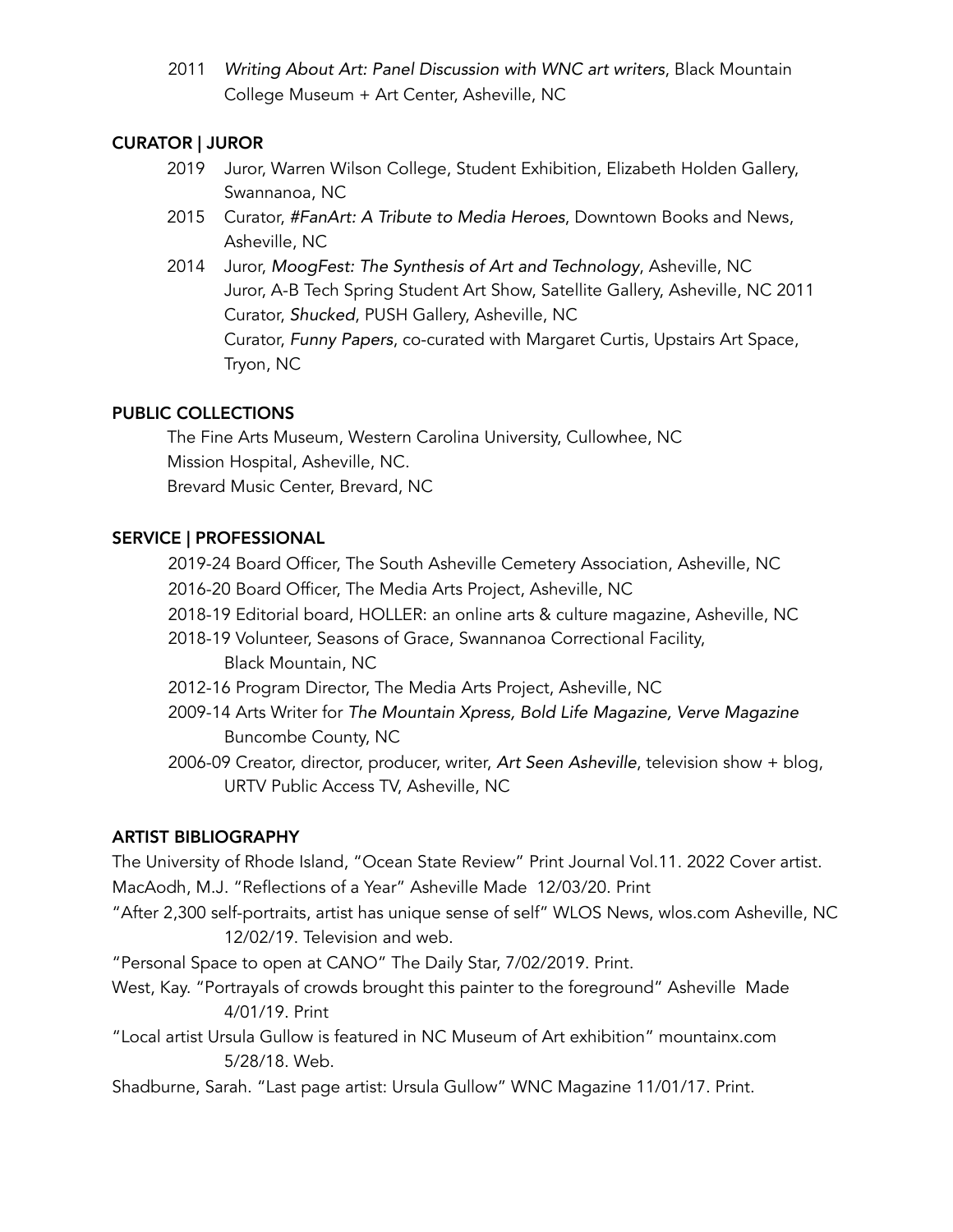2011 *Writing About Art: Panel Discussion with WNC art writers*, Black Mountain College Museum + Art Center, Asheville, NC

## CURATOR | JUROR

2019 Juror, Warren Wilson College, Student Exhibition, Elizabeth Holden Gallery, Swannanoa, NC

2015 Curator, *#FanArt: A Tribute to Media Heroes*, Downtown Books and News, Asheville, NC

2014 Juror, *MoogFest: The Synthesis of Art and Technology*, Asheville, NC
Juror, A-B Tech Spring Student Art Show, Satellite Gallery, Asheville, NC 2011
Curator, *Shucked*, PUSH Gallery, Asheville, NC
Curator, *Funny Papers*, co-curated with Margaret Curtis, Upstairs Art Space, Tryon, NC

## PUBLIC COLLECTIONS

The Fine Arts Museum, Western Carolina University, Cullowhee, NC
Mission Hospital, Asheville, NC.
Brevard Music Center, Brevard, NC

## SERVICE | PROFESSIONAL

2019-24 Board Officer, The South Asheville Cemetery Association, Asheville, NC
2016-20 Board Officer, The Media Arts Project, Asheville, NC
2018-19 Editorial board, HOLLER: an online arts & culture magazine, Asheville, NC
2018-19 Volunteer, Seasons of Grace, Swannanoa Correctional Facility, Black Mountain, NC
2012-16 Program Director, The Media Arts Project, Asheville, NC
2009-14 Arts Writer for *The Mountain Xpress, Bold Life Magazine, Verve Magazine* Buncombe County, NC
2006-09 Creator, director, producer, writer, *Art Seen Asheville*, television show + blog, URTV Public Access TV, Asheville, NC

## ARTIST BIBLIOGRAPHY

The University of Rhode Island, "Ocean State Review" Print Journal Vol.11. 2022 Cover artist.
MacAodh, M.J. "Reflections of a Year" Asheville Made 12/03/20. Print
"After 2,300 self-portraits, artist has unique sense of self" WLOS News, wlos.com Asheville, NC 12/02/19. Television and web.
"Personal Space to open at CANO" The Daily Star, 7/02/2019. Print.
West, Kay. "Portrayals of crowds brought this painter to the foreground" Asheville Made 4/01/19. Print
"Local artist Ursula Gullow is featured in NC Museum of Art exhibition" mountainx.com 5/28/18. Web.
Shadburne, Sarah. "Last page artist: Ursula Gullow" WNC Magazine 11/01/17. Print.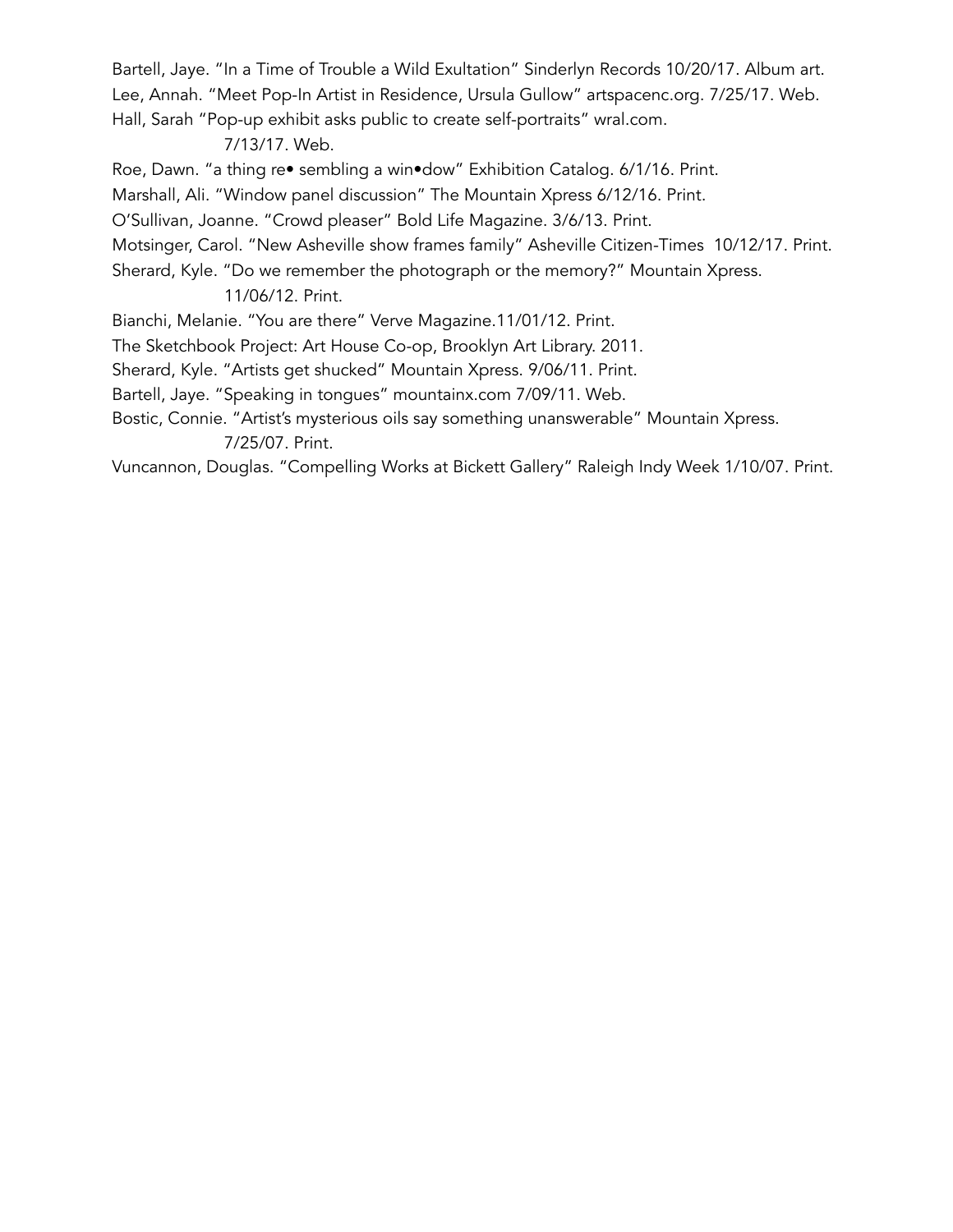Bartell, Jaye. "In a Time of Trouble a Wild Exultation" Sinderlyn Records 10/20/17. Album art.

Lee, Annah. "Meet Pop-In Artist in Residence, Ursula Gullow" artspacenc.org. 7/25/17. Web.

Hall, Sarah "Pop-up exhibit asks public to create self-portraits" wral.com. 7/13/17. Web.

Roe, Dawn. "a thing re• sembling a win•dow" Exhibition Catalog. 6/1/16. Print.

Marshall, Ali. "Window panel discussion" The Mountain Xpress 6/12/16. Print.

O'Sullivan, Joanne. "Crowd pleaser" Bold Life Magazine. 3/6/13. Print.

Motsinger, Carol. "New Asheville show frames family" Asheville Citizen-Times 10/12/17. Print.

Sherard, Kyle. "Do we remember the photograph or the memory?" Mountain Xpress. 11/06/12. Print.

Bianchi, Melanie. "You are there" Verve Magazine.11/01/12. Print.

The Sketchbook Project: Art House Co-op, Brooklyn Art Library. 2011.

Sherard, Kyle. "Artists get shucked" Mountain Xpress. 9/06/11. Print.

Bartell, Jaye. "Speaking in tongues" mountainx.com 7/09/11. Web.

Bostic, Connie. "Artist's mysterious oils say something unanswerable" Mountain Xpress. 7/25/07. Print.

Vuncannon, Douglas. "Compelling Works at Bickett Gallery" Raleigh Indy Week 1/10/07. Print.